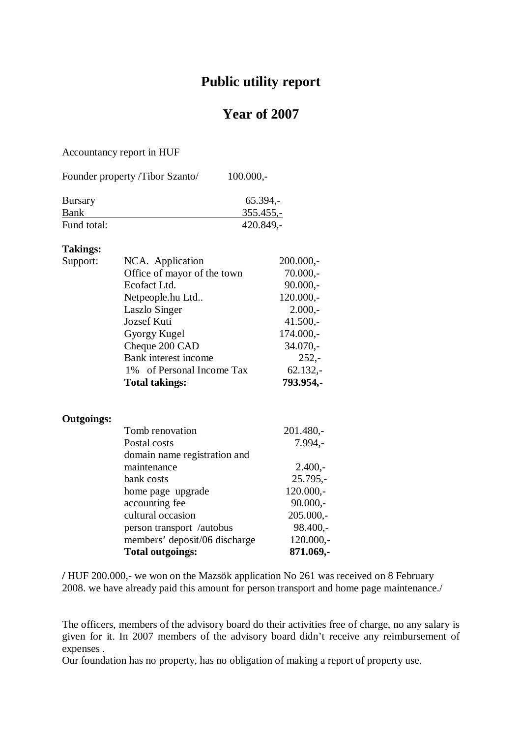# Public utility report

## Year of 2007

Accountancy report in HUF

| | |
|---|---|
| Founder property /Tibor Szanto/ | 100.000,- |

| | |
|---|---|
| Bursary | 65.394,- |
| Bank | 355.455,- |
| Fund total: | 420.849,- |

**Takings:**

| | | |
|---|---|---|
| Support: | NCA. Application | 200.000,- |
| | Office of mayor of the town | 70.000,- |
| | Ecofact Ltd. | 90.000,- |
| | Netpeople.hu Ltd.. | 120.000,- |
| | Laszlo Singer | 2.000,- |
| | Jozsef Kuti | 41.500,- |
| | Gyorgy Kugel | 174.000,- |
| | Cheque 200 CAD | 34.070,- |
| | Bank interest income | 252,- |
| | 1% of Personal Income Tax | 62.132,- |
| | **Total takings:** | **793.954,-** |

**Outgoings:**

| | |
|---|---|
| Tomb renovation | 201.480,- |
| Postal costs | 7.994,- |
| domain name registration and maintenance | 2.400,- |
| bank costs | 25.795,- |
| home page upgrade | 120.000,- |
| accounting fee | 90.000,- |
| cultural occasion | 205.000,- |
| person transport /autobus | 98.400,- |
| members' deposit/06 discharge | 120.000,- |
| **Total outgoings:** | **871.069,-** |

**/** HUF 200.000,- we won on the Mazsök application No 261 was received on 8 February 2008. we have already paid this amount for person transport and home page maintenance./

The officers, members of the advisory board do their activities free of charge, no any salary is given for it. In 2007 members of the advisory board didn't receive any reimbursement of expenses .
Our foundation has no property, has no obligation of making a report of property use.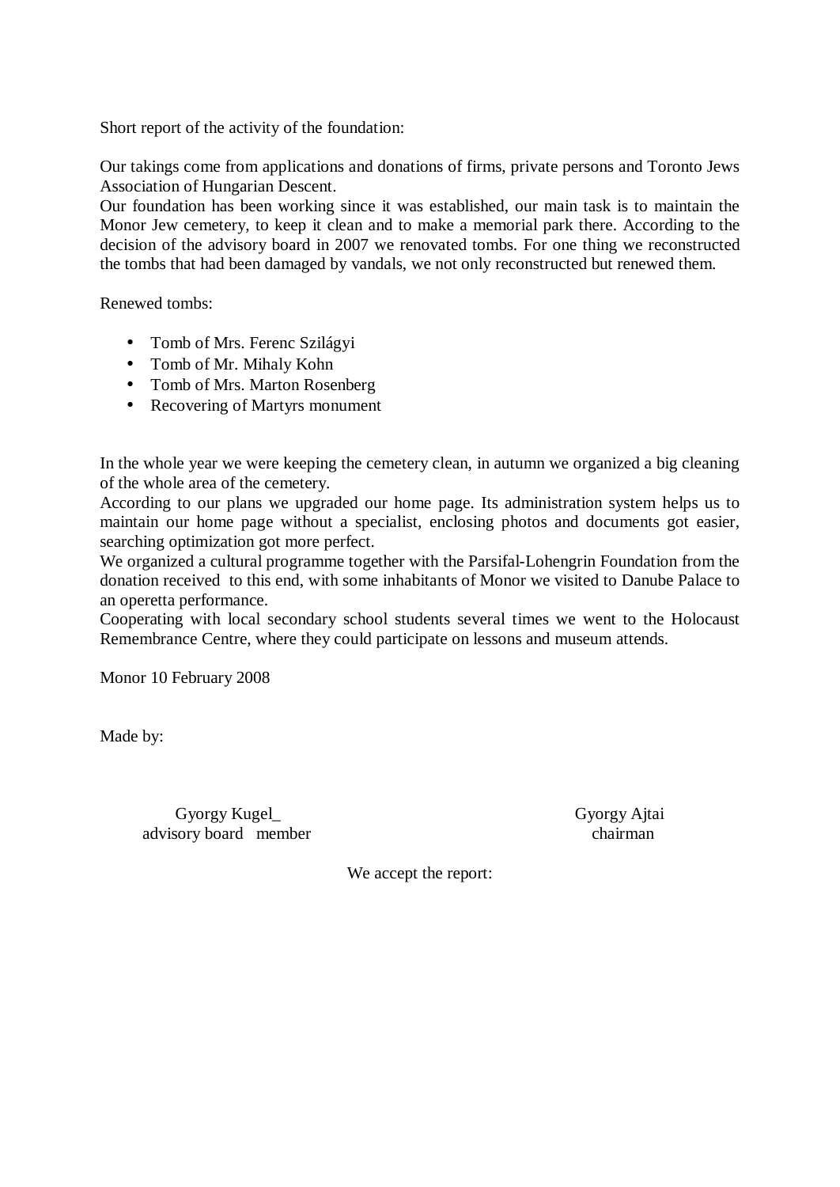Short report of the activity of the foundation:

Our takings come from applications and donations of firms, private persons and Toronto Jews Association of Hungarian Descent.
Our foundation has been working since it was established, our main task is to maintain the Monor Jew cemetery, to keep it clean and to make a memorial park there. According to the decision of the advisory board in 2007 we renovated tombs. For one thing we reconstructed the tombs that had been damaged by vandals, we not only reconstructed but renewed them.

Renewed tombs:

- Tomb of Mrs. Ferenc Szilágyi
- Tomb of Mr. Mihaly Kohn
- Tomb of Mrs. Marton Rosenberg
- Recovering of Martyrs monument

In the whole year we were keeping the cemetery clean, in autumn we organized a big cleaning of the whole area of the cemetery.
According to our plans we upgraded our home page. Its administration system helps us to maintain our home page without a specialist, enclosing photos and documents got easier, searching optimization got more perfect.
We organized a cultural programme together with the Parsifal-Lohengrin Foundation from the donation received to this end, with some inhabitants of Monor we visited to Danube Palace to an operetta performance.
Cooperating with local secondary school students several times we went to the Holocaust Remembrance Centre, where they could participate on lessons and museum attends.

Monor 10 February 2008

Made by:

Gyorgy Kugel_
advisory board member

Gyorgy Ajtai
chairman

We accept the report: